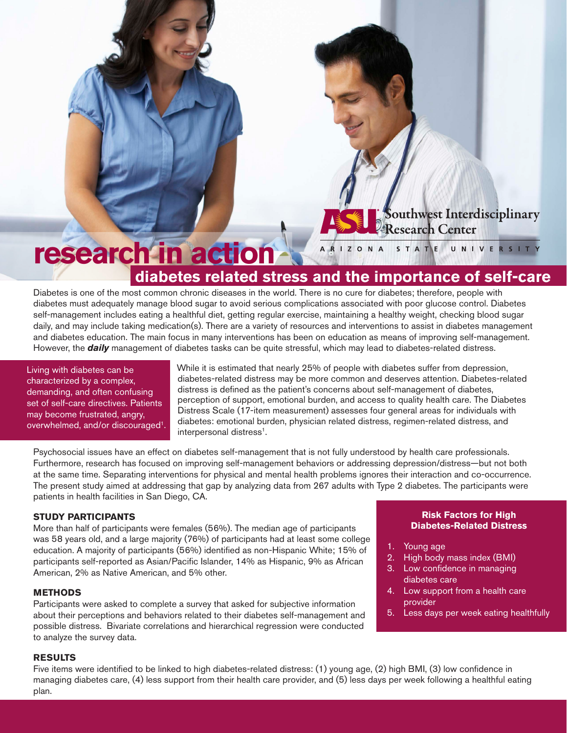Southwest Interdisciplinary Research Center
ARIZONA STATE UNIVERSITY

# research in action

## diabetes related stress and the importance of self-care

Diabetes is one of the most common chronic diseases in the world. There is no cure for diabetes; therefore, people with diabetes must adequately manage blood sugar to avoid serious complications associated with poor glucose control. Diabetes self-management includes eating a healthful diet, getting regular exercise, maintaining a healthy weight, checking blood sugar daily, and may include taking medication(s). There are a variety of resources and interventions to assist in diabetes management and diabetes education. The main focus in many interventions has been on education as means of improving self-management. However, the ***daily*** management of diabetes tasks can be quite stressful, which may lead to diabetes-related distress.

Living with diabetes can be characterized by a complex, demanding, and often confusing set of self-care directives. Patients may become frustrated, angry, overwhelmed, and/or discouraged[1].

While it is estimated that nearly 25% of people with diabetes suffer from depression, diabetes-related distress may be more common and deserves attention. Diabetes-related distress is defined as the patient's concerns about self-management of diabetes, perception of support, emotional burden, and access to quality health care. The Diabetes Distress Scale (17-item measurement) assesses four general areas for individuals with diabetes: emotional burden, physician related distress, regimen-related distress, and interpersonal distress[1].

Psychosocial issues have an effect on diabetes self-management that is not fully understood by health care professionals. Furthermore, research has focused on improving self-management behaviors or addressing depression/distress—but not both at the same time. Separating interventions for physical and mental health problems ignores their interaction and co-occurrence. The present study aimed at addressing that gap by analyzing data from 267 adults with Type 2 diabetes. The participants were patients in health facilities in San Diego, CA.

### STUDY PARTICIPANTS

More than half of participants were females (56%). The median age of participants was 58 years old, and a large majority (76%) of participants had at least some college education. A majority of participants (56%) identified as non-Hispanic White; 15% of participants self-reported as Asian/Pacific Islander, 14% as Hispanic, 9% as African American, 2% as Native American, and 5% other.

### METHODS

Participants were asked to complete a survey that asked for subjective information about their perceptions and behaviors related to their diabetes self-management and possible distress. Bivariate correlations and hierarchical regression were conducted to analyze the survey data.

**Risk Factors for High Diabetes-Related Distress**

1. Young age
2. High body mass index (BMI)
3. Low confidence in managing diabetes care
4. Low support from a health care provider
5. Less days per week eating healthfully

### RESULTS

Five items were identified to be linked to high diabetes-related distress: (1) young age, (2) high BMI, (3) low confidence in managing diabetes care, (4) less support from their health care provider, and (5) less days per week following a healthful eating plan.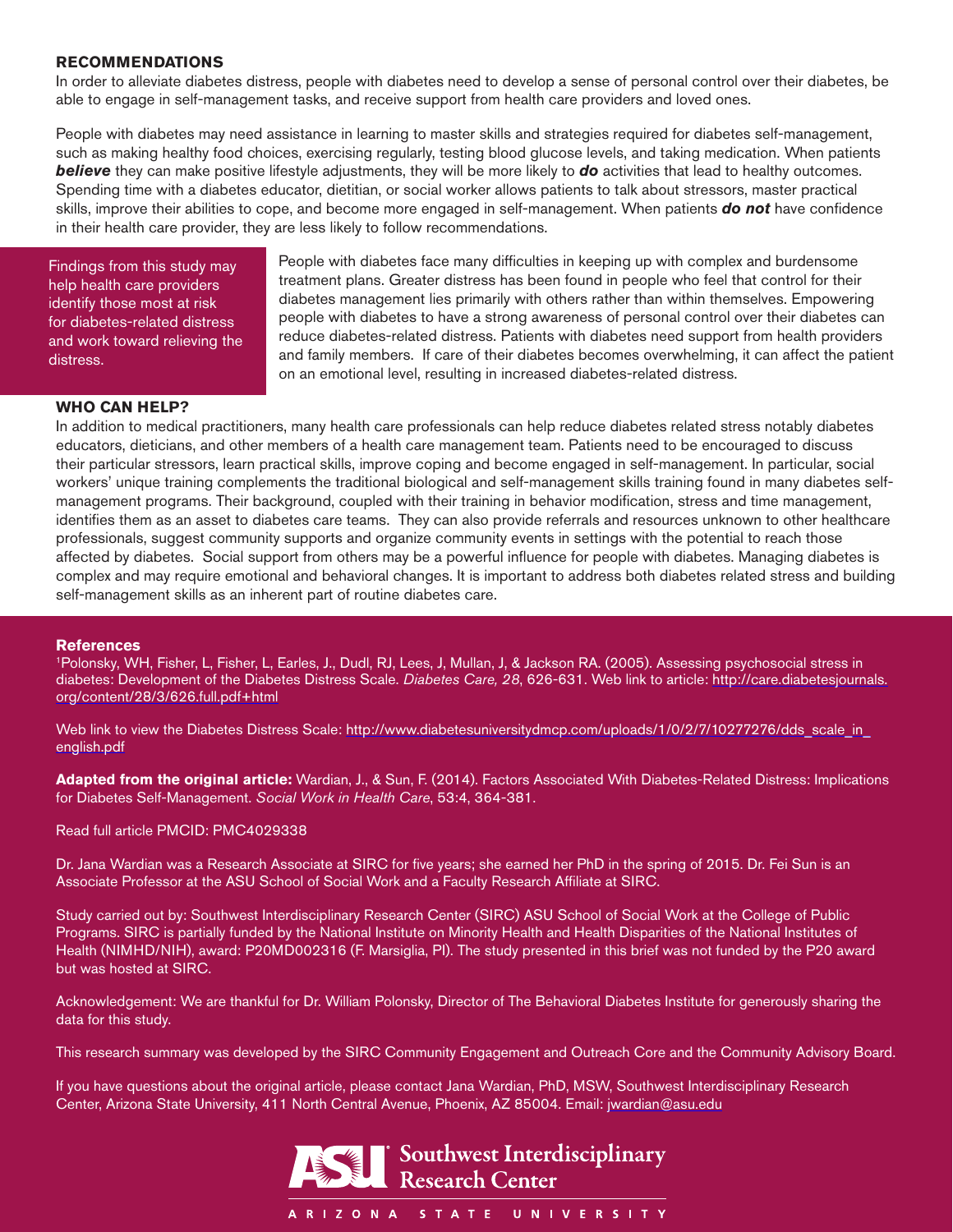## RECOMMENDATIONS

In order to alleviate diabetes distress, people with diabetes need to develop a sense of personal control over their diabetes, be able to engage in self-management tasks, and receive support from health care providers and loved ones.

People with diabetes may need assistance in learning to master skills and strategies required for diabetes self-management, such as making healthy food choices, exercising regularly, testing blood glucose levels, and taking medication. When patients ***believe*** they can make positive lifestyle adjustments, they will be more likely to ***do*** activities that lead to healthy outcomes. Spending time with a diabetes educator, dietitian, or social worker allows patients to talk about stressors, master practical skills, improve their abilities to cope, and become more engaged in self-management. When patients ***do not*** have confidence in their health care provider, they are less likely to follow recommendations.

Findings from this study may help health care providers identify those most at risk for diabetes-related distress and work toward relieving the distress.

People with diabetes face many difficulties in keeping up with complex and burdensome treatment plans. Greater distress has been found in people who feel that control for their diabetes management lies primarily with others rather than within themselves. Empowering people with diabetes to have a strong awareness of personal control over their diabetes can reduce diabetes-related distress. Patients with diabetes need support from health providers and family members. If care of their diabetes becomes overwhelming, it can affect the patient on an emotional level, resulting in increased diabetes-related distress.

## WHO CAN HELP?

In addition to medical practitioners, many health care professionals can help reduce diabetes related stress notably diabetes educators, dieticians, and other members of a health care management team. Patients need to be encouraged to discuss their particular stressors, learn practical skills, improve coping and become engaged in self-management. In particular, social workers' unique training complements the traditional biological and self-management skills training found in many diabetes self-management programs. Their background, coupled with their training in behavior modification, stress and time management, identifies them as an asset to diabetes care teams. They can also provide referrals and resources unknown to other healthcare professionals, suggest community supports and organize community events in settings with the potential to reach those affected by diabetes. Social support from others may be a powerful influence for people with diabetes. Managing diabetes is complex and may require emotional and behavioral changes. It is important to address both diabetes related stress and building self-management skills as an inherent part of routine diabetes care.

### References

[1]Polonsky, WH, Fisher, L, Fisher, L, Earles, J., Dudl, RJ, Lees, J, Mullan, J, & Jackson RA. (2005). Assessing psychosocial stress in diabetes: Development of the Diabetes Distress Scale. *Diabetes Care, 28*, 626-631. Web link to article: http://care.diabetesjournals.org/content/28/3/626.full.pdf+html

Web link to view the Diabetes Distress Scale: http://www.diabetesuniversitydmcp.com/uploads/1/0/2/7/10277276/dds_scale_in_english.pdf

**Adapted from the original article:** Wardian, J., & Sun, F. (2014). Factors Associated With Diabetes-Related Distress: Implications for Diabetes Self-Management. *Social Work in Health Care*, 53:4, 364-381.

Read full article PMCID: PMC4029338

Dr. Jana Wardian was a Research Associate at SIRC for five years; she earned her PhD in the spring of 2015. Dr. Fei Sun is an Associate Professor at the ASU School of Social Work and a Faculty Research Affiliate at SIRC.

Study carried out by: Southwest Interdisciplinary Research Center (SIRC) ASU School of Social Work at the College of Public Programs. SIRC is partially funded by the National Institute on Minority Health and Health Disparities of the National Institutes of Health (NIMHD/NIH), award: P20MD002316 (F. Marsiglia, PI). The study presented in this brief was not funded by the P20 award but was hosted at SIRC.

Acknowledgement: We are thankful for Dr. William Polonsky, Director of The Behavioral Diabetes Institute for generously sharing the data for this study.

This research summary was developed by the SIRC Community Engagement and Outreach Core and the Community Advisory Board.

If you have questions about the original article, please contact Jana Wardian, PhD, MSW, Southwest Interdisciplinary Research Center, Arizona State University, 411 North Central Avenue, Phoenix, AZ 85004. Email: jwardian@asu.edu

ASU Southwest Interdisciplinary Research Center

ARIZONA STATE UNIVERSITY